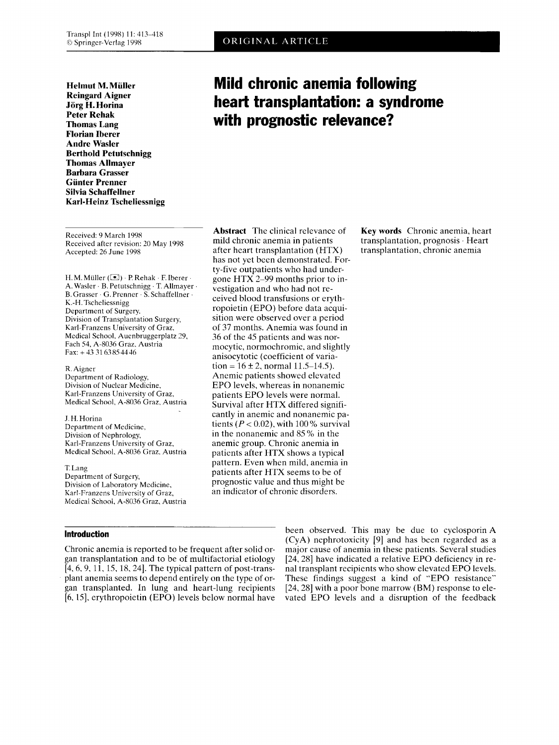ORIGINAL ARTICLE

**Helmut M. Müller**
**Reingard Aigner**
**Jörg H. Horina**
**Peter Rehak**
**Thomas Lang**
**Florian Iberer**
**Andre Wasler**
**Berthold Petutschnigg**
**Thomas Allmayer**
**Barbara Grasser**
**Günter Prenner**
**Silvia Schaffellner**
**Karl-Heinz Tscheliessnigg**

# Mild chronic anemia following heart transplantation: a syndrome with prognostic relevance?

Received: 9 March 1998
Received after revision: 20 May 1998
Accepted: 26 June 1998

H. M. Müller (✉) · P. Rehak · F. Iberer · A. Wasler · B. Petutschnigg · T. Allmayer · B. Grasser · G. Prenner · S. Schaffellner · K.-H. Tscheliessnigg
Department of Surgery, Division of Transplantation Surgery, Karl-Franzens University of Graz, Medical School, Auenbruggerplatz 29, Fach 54, A-8036 Graz, Austria
Fax: + 43 31 63 85 44 46

R. Aigner
Department of Radiology, Division of Nuclear Medicine, Karl-Franzens University of Graz, Medical School, A-8036 Graz, Austria

J. H. Horina
Department of Medicine, Division of Nephrology, Karl-Franzens University of Graz, Medical School, A-8036 Graz, Austria

T. Lang
Department of Surgery, Division of Laboratory Medicine, Karl-Franzens University of Graz, Medical School, A-8036 Graz, Austria

**Abstract** The clinical relevance of mild chronic anemia in patients after heart transplantation (HTX) has not yet been demonstrated. Forty-five outpatients who had undergone HTX 2–99 months prior to investigation and who had not received blood transfusions or erythropoietin (EPO) before data acquisition were observed over a period of 37 months. Anemia was found in 36 of the 45 patients and was normocytic, normochromic, and slightly anisocytotic (coefficient of variation = 16 ± 2, normal 11.5–14.5). Anemic patients showed elevated EPO levels, whereas in nonanemic patients EPO levels were normal. Survival after HTX differed significantly in anemic and nonanemic patients ($P < 0.02$), with 100% survival in the nonanemic and 85% in the anemic group. Chronic anemia in patients after HTX shows a typical pattern. Even when mild, anemia in patients after HTX seems to be of prognostic value and thus might be an indicator of chronic disorders.

**Key words** Chronic anemia, heart transplantation, prognosis · Heart transplantation, chronic anemia

## Introduction

Chronic anemia is reported to be frequent after solid organ transplantation and to be of multifactorial etiology [4, 6, 9, 11, 15, 18, 24]. The typical pattern of post-transplant anemia seems to depend entirely on the type of organ transplanted. In lung and heart-lung recipients [6, 15], erythropoietin (EPO) levels below normal have been observed. This may be due to cyclosporin A (CyA) nephrotoxicity [9] and has been regarded as a major cause of anemia in these patients. Several studies [24, 28] have indicated a relative EPO deficiency in renal transplant recipients who show elevated EPO levels. These findings suggest a kind of "EPO resistance" [24, 28] with a poor bone marrow (BM) response to elevated EPO levels and a disruption of the feedback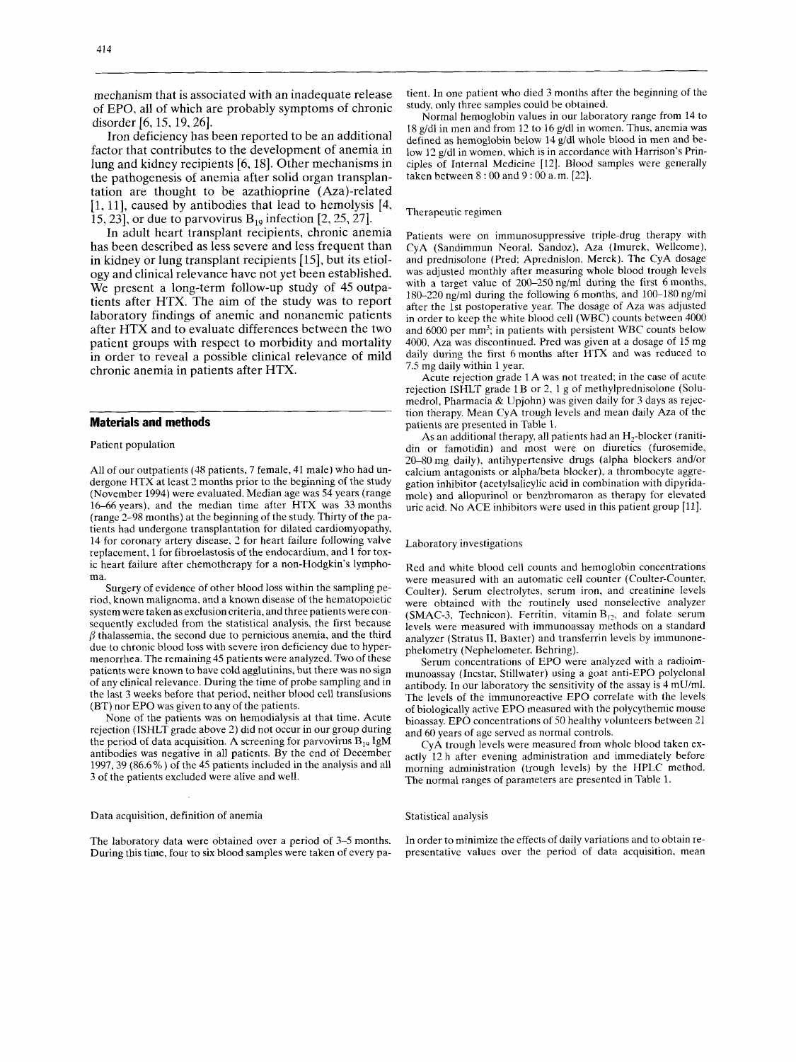mechanism that is associated with an inadequate release of EPO, all of which are probably symptoms of chronic disorder [6, 15, 19, 26].

Iron deficiency has been reported to be an additional factor that contributes to the development of anemia in lung and kidney recipients [6, 18]. Other mechanisms in the pathogenesis of anemia after solid organ transplantation are thought to be azathioprine (Aza)-related [1, 11], caused by antibodies that lead to hemolysis [4, 15, 23], or due to parvovirus $B_{19}$ infection [2, 25, 27].

In adult heart transplant recipients, chronic anemia has been described as less severe and less frequent than in kidney or lung transplant recipients [15], but its etiology and clinical relevance have not yet been established. We present a long-term follow-up study of 45 outpatients after HTX. The aim of the study was to report laboratory findings of anemic and nonanemic patients after HTX and to evaluate differences between the two patient groups with respect to morbidity and mortality in order to reveal a possible clinical relevance of mild chronic anemia in patients after HTX.

## Materials and methods

### Patient population

All of our outpatients (48 patients, 7 female, 41 male) who had undergone HTX at least 2 months prior to the beginning of the study (November 1994) were evaluated. Median age was 54 years (range 16–66 years), and the median time after HTX was 33 months (range 2–98 months) at the beginning of the study. Thirty of the patients had undergone transplantation for dilated cardiomyopathy, 14 for coronary artery disease, 2 for heart failure following valve replacement, 1 for fibroelastosis of the endocardium, and 1 for toxic heart failure after chemotherapy for a non-Hodgkin's lymphoma.

Surgery of evidence of other blood loss within the sampling period, known malignoma, and a known disease of the hematopoietic system were taken as exclusion criteria, and three patients were consequently excluded from the statistical analysis, the first because $\beta$ thalassemia, the second due to pernicious anemia, and the third due to chronic blood loss with severe iron deficiency due to hypermenorrhea. The remaining 45 patients were analyzed. Two of these patients were known to have cold agglutinins, but there was no sign of any clinical relevance. During the time of probe sampling and in the last 3 weeks before that period, neither blood cell transfusions (BT) nor EPO was given to any of the patients.

None of the patients was on hemodialysis at that time. Acute rejection (ISHLT grade above 2) did not occur in our group during the period of data acquisition. A screening for parvovirus $B_{19}$ IgM antibodies was negative in all patients. By the end of December 1997, 39 (86.6%) of the 45 patients included in the analysis and all 3 of the patients excluded were alive and well.

### Data acquisition, definition of anemia

The laboratory data were obtained over a period of 3–5 months. During this time, four to six blood samples were taken of every patient. In one patient who died 3 months after the beginning of the study, only three samples could be obtained.

Normal hemoglobin values in our laboratory range from 14 to 18 g/dl in men and from 12 to 16 g/dl in women. Thus, anemia was defined as hemoglobin below 14 g/dl whole blood in men and below 12 g/dl in women, which is in accordance with Harrison's Principles of Internal Medicine [12]. Blood samples were generally taken between 8 : 00 and 9 : 00 a.m. [22].

### Therapeutic regimen

Patients were on immunosuppressive triple-drug therapy with CyA (Sandimmun Neoral, Sandoz), Aza (Imurek, Wellcome), and prednisolone (Pred; Aprednislon, Merck). The CyA dosage was adjusted monthly after measuring whole blood trough levels with a target value of 200–250 ng/ml during the first 6 months, 180–220 ng/ml during the following 6 months, and 100–180 ng/ml after the 1st postoperative year. The dosage of Aza was adjusted in order to keep the white blood cell (WBC) counts between 4000 and 6000 per mm$^3$; in patients with persistent WBC counts below 4000, Aza was discontinued. Pred was given at a dosage of 15 mg daily during the first 6 months after HTX and was reduced to 7.5 mg daily within 1 year.

Acute rejection grade 1 A was not treated; in the case of acute rejection ISHLT grade 1 B or 2, 1 g of methylprednisolone (Solumedrol, Pharmacia & Upjohn) was given daily for 3 days as rejection therapy. Mean CyA trough levels and mean daily Aza of the patients are presented in Table 1.

As an additional therapy, all patients had an $H_2$-blocker (ranitidin or famotidin) and most were on diuretics (furosemide, 20–80 mg daily), antihypertensive drugs (alpha blockers and/or calcium antagonists or alpha/beta blocker), a thrombocyte aggregation inhibitor (acetylsalicylic acid in combination with dipyridamole) and allopurinol or benzbromaron as therapy for elevated uric acid. No ACE inhibitors were used in this patient group [11].

### Laboratory investigations

Red and white blood cell counts and hemoglobin concentrations were measured with an automatic cell counter (Coulter-Counter, Coulter). Serum electrolytes, serum iron, and creatinine levels were obtained with the routinely used nonselective analyzer (SMAC-3, Technicon). Ferritin, vitamin $B_{12}$, and folate serum levels were measured with immunoassay methods on a standard analyzer (Stratus II, Baxter) and transferrin levels by immunonephelometry (Nephelometer, Behring).

Serum concentrations of EPO were analyzed with a radioimmunoassay (Incstar, Stillwater) using a goat anti-EPO polyclonal antibody. In our laboratory the sensitivity of the assay is 4 mU/ml. The levels of the immunoreactive EPO correlate with the levels of biologically active EPO measured with the polycythemic mouse bioassay. EPO concentrations of 50 healthy volunteers between 21 and 60 years of age served as normal controls.

CyA trough levels were measured from whole blood taken exactly 12 h after evening administration and immediately before morning administration (trough levels) by the HPLC method. The normal ranges of parameters are presented in Table 1.

### Statistical analysis

In order to minimize the effects of daily variations and to obtain representative values over the period of data acquisition, mean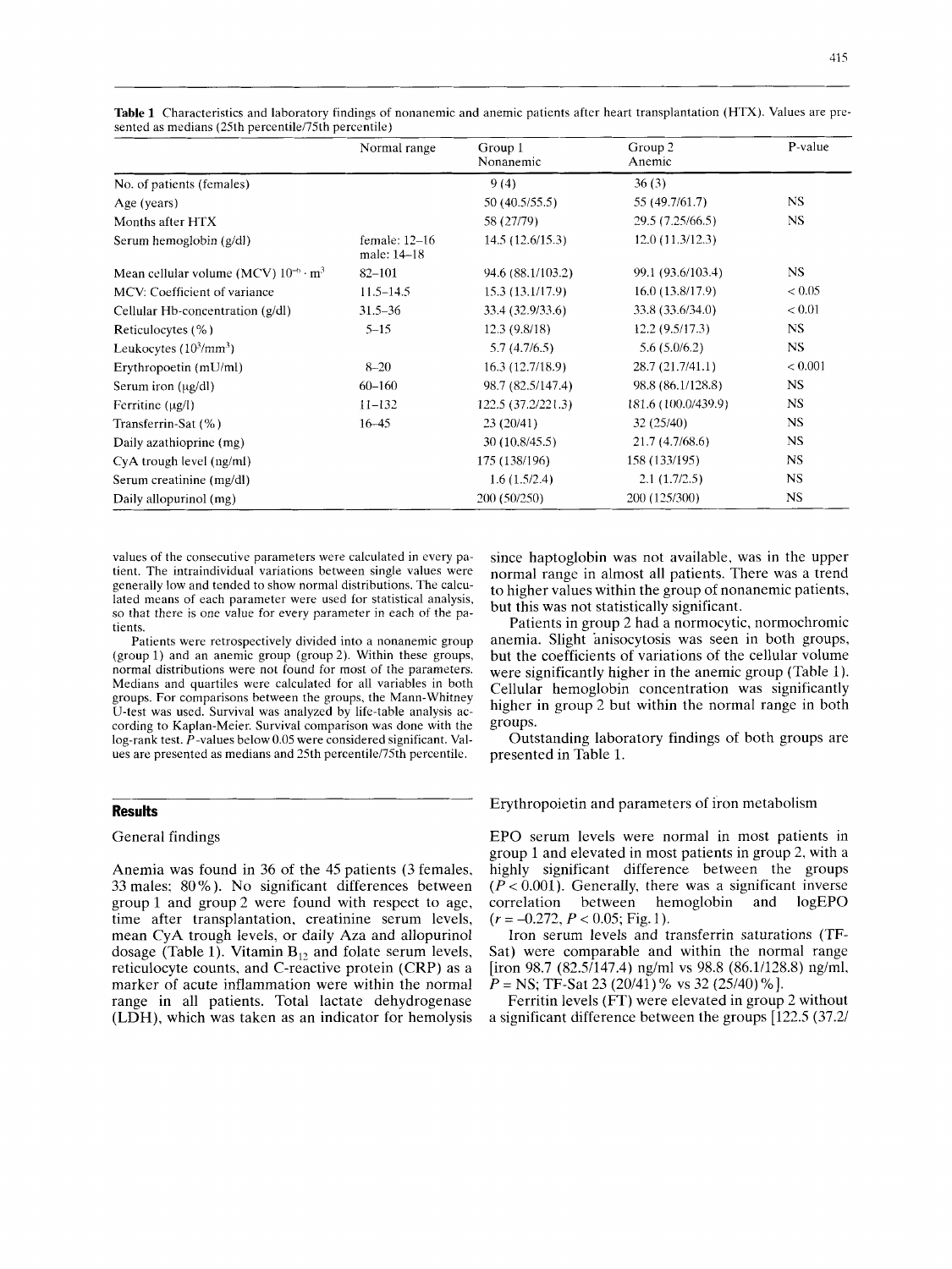**Table 1** Characteristics and laboratory findings of nonanemic and anemic patients after heart transplantation (HTX). Values are presented as medians (25th percentile/75th percentile)

| | Normal range | Group 1 Nonanemic | Group 2 Anemic | P-value |
|---|---|---|---|---|
| No. of patients (females) | | 9 (4) | 36 (3) | |
| Age (years) | | 50 (40.5/55.5) | 55 (49.7/61.7) | NS |
| Months after HTX | | 58 (27/79) | 29.5 (7.25/66.5) | NS |
| Serum hemoglobin (g/dl) | female: 12–16 male: 14–18 | 14.5 (12.6/15.3) | 12.0 (11.3/12.3) | |
| Mean cellular volume (MCV) $10^{-6} \cdot m^3$ | 82–101 | 94.6 (88.1/103.2) | 99.1 (93.6/103.4) | NS |
| MCV: Coefficient of variance | 11.5–14.5 | 15.3 (13.1/17.9) | 16.0 (13.8/17.9) | < 0.05 |
| Cellular Hb-concentration (g/dl) | 31.5–36 | 33.4 (32.9/33.6) | 33.8 (33.6/34.0) | < 0.01 |
| Reticulocytes (%) | 5–15 | 12.3 (9.8/18) | 12.2 (9.5/17.3) | NS |
| Leukocytes ($10^3/mm^3$) | | 5.7 (4.7/6.5) | 5.6 (5.0/6.2) | NS |
| Erythropoetin (mU/ml) | 8–20 | 16.3 (12.7/18.9) | 28.7 (21.7/41.1) | < 0.001 |
| Serum iron (μg/dl) | 60–160 | 98.7 (82.5/147.4) | 98.8 (86.1/128.8) | NS |
| Ferritine (μg/l) | 11–132 | 122.5 (37.2/221.3) | 181.6 (100.0/439.9) | NS |
| Transferrin-Sat (%) | 16–45 | 23 (20/41) | 32 (25/40) | NS |
| Daily azathioprine (mg) | | 30 (10.8/45.5) | 21.7 (4.7/68.6) | NS |
| CyA trough level (ng/ml) | | 175 (138/196) | 158 (133/195) | NS |
| Serum creatinine (mg/dl) | | 1.6 (1.5/2.4) | 2.1 (1.7/2.5) | NS |
| Daily allopurinol (mg) | | 200 (50/250) | 200 (125/300) | NS |

values of the consecutive parameters were calculated in every patient. The intraindividual variations between single values were generally low and tended to show normal distributions. The calculated means of each parameter were used for statistical analysis, so that there is one value for every parameter in each of the patients.

Patients were retrospectively divided into a nonanemic group (group 1) and an anemic group (group 2). Within these groups, normal distributions were not found for most of the parameters. Medians and quartiles were calculated for all variables in both groups. For comparisons between the groups, the Mann-Whitney U-test was used. Survival was analyzed by life-table analysis according to Kaplan-Meier. Survival comparison was done with the log-rank test. $P$-values below 0.05 were considered significant. Values are presented as medians and 25th percentile/75th percentile.

## Results

### General findings

Anemia was found in 36 of the 45 patients (3 females, 33 males; 80%). No significant differences between group 1 and group 2 were found with respect to age, time after transplantation, creatinine serum levels, mean CyA trough levels, or daily Aza and allopurinol dosage (Table 1). Vitamin $B_{12}$ and folate serum levels, reticulocyte counts, and C-reactive protein (CRP) as a marker of acute inflammation were within the normal range in all patients. Total lactate dehydrogenase (LDH), which was taken as an indicator for hemolysis since haptoglobin was not available, was in the upper normal range in almost all patients. There was a trend to higher values within the group of nonanemic patients, but this was not statistically significant.

Patients in group 2 had a normocytic, normochromic anemia. Slight anisocytosis was seen in both groups, but the coefficients of variations of the cellular volume were significantly higher in the anemic group (Table 1). Cellular hemoglobin concentration was significantly higher in group 2 but within the normal range in both groups.

Outstanding laboratory findings of both groups are presented in Table 1.

### Erythropoietin and parameters of iron metabolism

EPO serum levels were normal in most patients in group 1 and elevated in most patients in group 2, with a highly significant difference between the groups ($P < 0.001$). Generally, there was a significant inverse correlation between hemoglobin and logEPO ($r = -0.272$, $P < 0.05$; Fig. 1).

Iron serum levels and transferrin saturations (TF-Sat) were comparable and within the normal range [iron 98.7 (82.5/147.4) ng/ml vs 98.8 (86.1/128.8) ng/ml, $P$ = NS; TF-Sat 23 (20/41)% vs 32 (25/40)%].

Ferritin levels (FT) were elevated in group 2 without a significant difference between the groups [122.5 (37.2/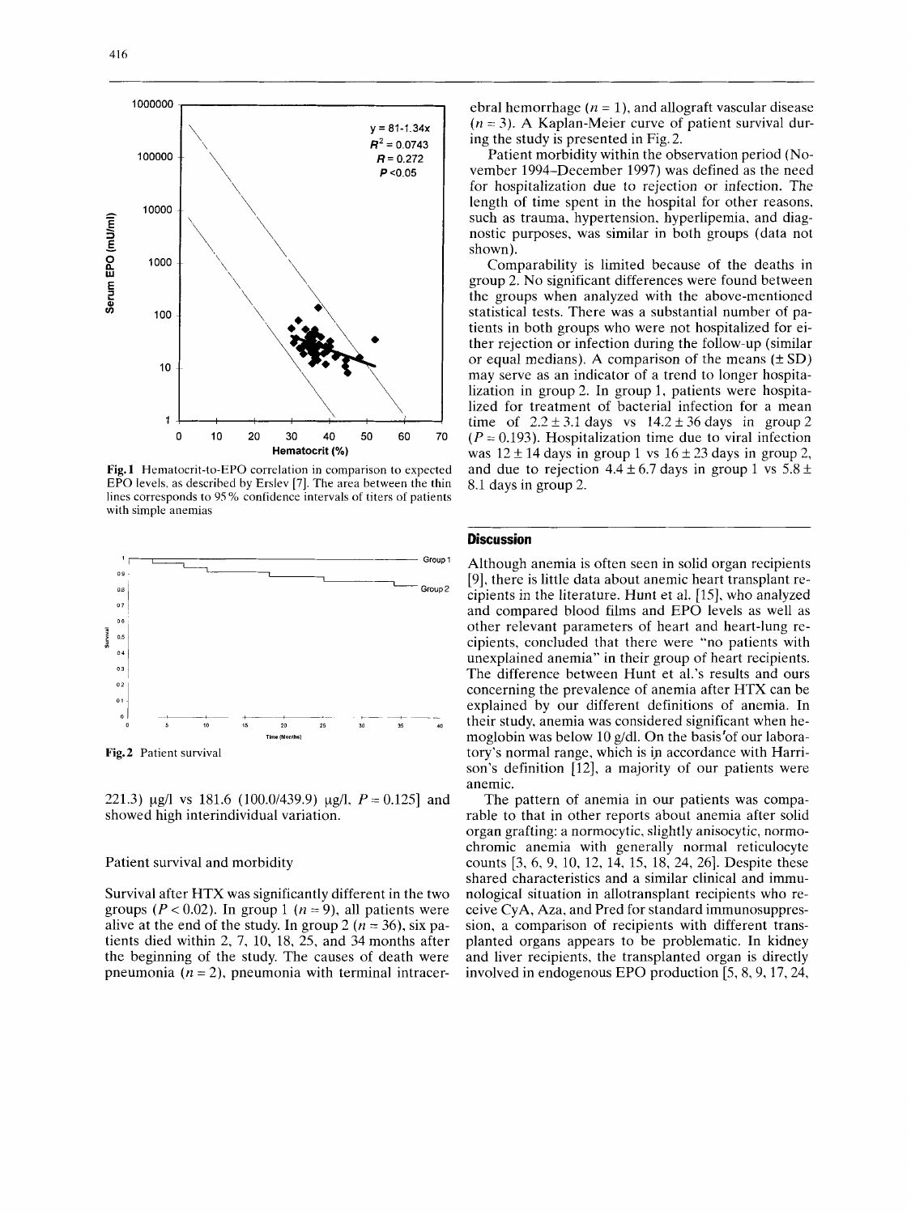Fig. 1 Hematocrit-to-EPO correlation in comparison to expected EPO levels, as described by Erslev [7]. The area between the thin lines corresponds to 95% confidence intervals of titers of patients with simple anemias

Fig. 2 Patient survival

221.3) μg/l vs 181.6 (100.0/439.9) μg/l, $P = 0.125$] and showed high interindividual variation.

Patient survival and morbidity

Survival after HTX was significantly different in the two groups ($P < 0.02$). In group 1 ($n = 9$), all patients were alive at the end of the study. In group 2 ($n = 36$), six patients died within 2, 7, 10, 18, 25, and 34 months after the beginning of the study. The causes of death were pneumonia ($n = 2$), pneumonia with terminal intracerebral hemorrhage ($n = 1$), and allograft vascular disease ($n = 3$). A Kaplan-Meier curve of patient survival during the study is presented in Fig. 2.

Patient morbidity within the observation period (November 1994–December 1997) was defined as the need for hospitalization due to rejection or infection. The length of time spent in the hospital for other reasons, such as trauma, hypertension, hyperlipemia, and diagnostic purposes, was similar in both groups (data not shown).

Comparability is limited because of the deaths in group 2. No significant differences were found between the groups when analyzed with the above-mentioned statistical tests. There was a substantial number of patients in both groups who were not hospitalized for either rejection or infection during the follow-up (similar or equal medians). A comparison of the means (± SD) may serve as an indicator of a trend to longer hospitalization in group 2. In group 1, patients were hospitalized for treatment of bacterial infection for a mean time of 2.2 ± 3.1 days vs 14.2 ± 36 days in group 2 ($P = 0.193$). Hospitalization time due to viral infection was 12 ± 14 days in group 1 vs 16 ± 23 days in group 2, and due to rejection 4.4 ± 6.7 days in group 1 vs 5.8 ± 8.1 days in group 2.

## Discussion

Although anemia is often seen in solid organ recipients [9], there is little data about anemic heart transplant recipients in the literature. Hunt et al. [15], who analyzed and compared blood films and EPO levels as well as other relevant parameters of heart and heart-lung recipients, concluded that there were "no patients with unexplained anemia" in their group of heart recipients. The difference between Hunt et al.'s results and ours concerning the prevalence of anemia after HTX can be explained by our different definitions of anemia. In their study, anemia was considered significant when hemoglobin was below 10 g/dl. On the basis of our laboratory's normal range, which is in accordance with Harrison's definition [12], a majority of our patients were anemic.

The pattern of anemia in our patients was comparable to that in other reports about anemia after solid organ grafting: a normocytic, slightly anisocytic, normochromic anemia with generally normal reticulocyte counts [3, 6, 9, 10, 12, 14, 15, 18, 24, 26]. Despite these shared characteristics and a similar clinical and immunological situation in allotransplant recipients who receive CyA, Aza, and Pred for standard immunosuppression, a comparison of recipients with different transplanted organs appears to be problematic. In kidney and liver recipients, the transplanted organ is directly involved in endogenous EPO production [5, 8, 9, 17, 24,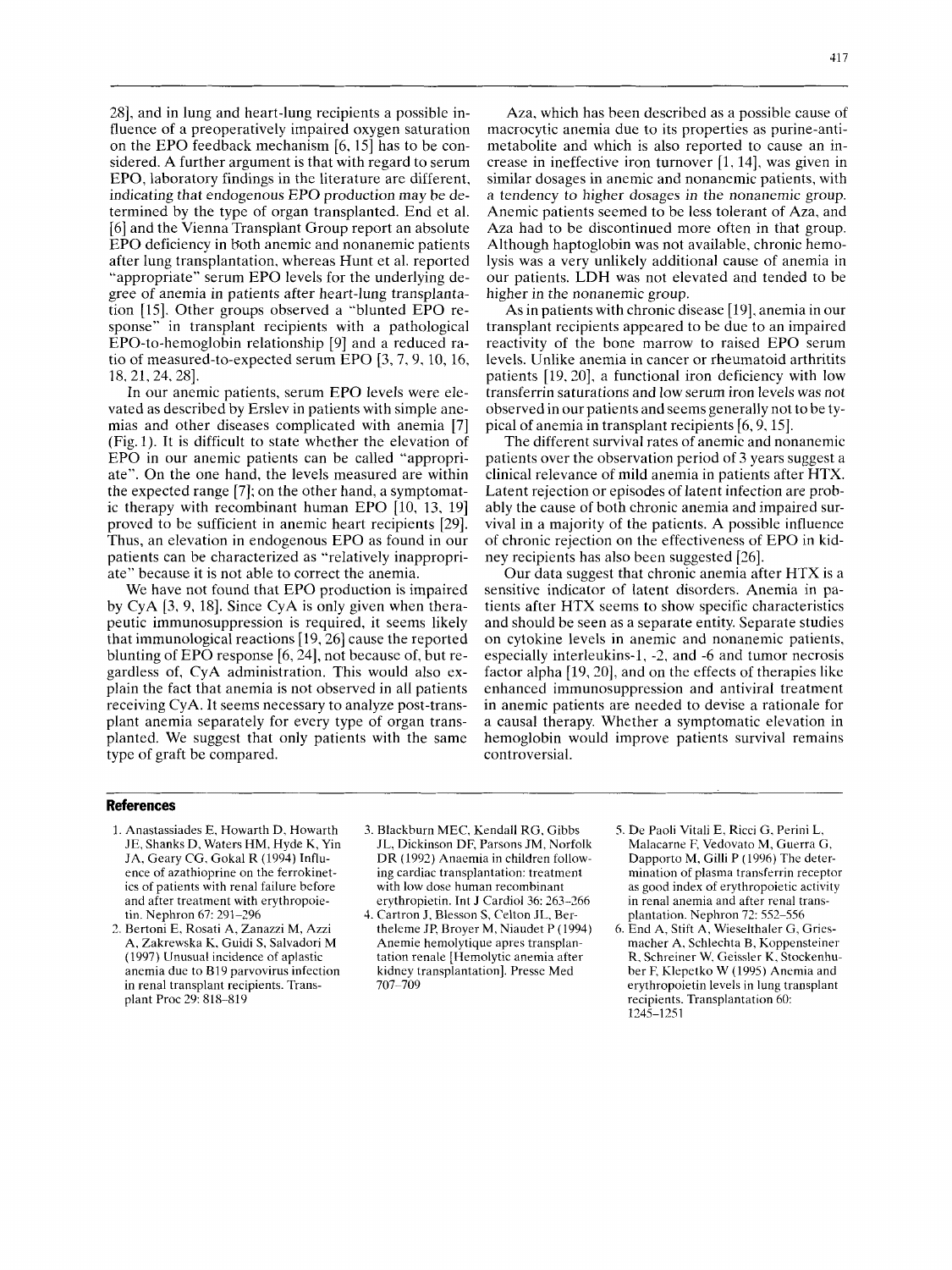28], and in lung and heart-lung recipients a possible influence of a preoperatively impaired oxygen saturation on the EPO feedback mechanism [6, 15] has to be considered. A further argument is that with regard to serum EPO, laboratory findings in the literature are different, indicating that endogenous EPO production may be determined by the type of organ transplanted. End et al. [6] and the Vienna Transplant Group report an absolute EPO deficiency in both anemic and nonanemic patients after lung transplantation, whereas Hunt et al. reported "appropriate" serum EPO levels for the underlying degree of anemia in patients after heart-lung transplantation [15]. Other groups observed a "blunted EPO response" in transplant recipients with a pathological EPO-to-hemoglobin relationship [9] and a reduced ratio of measured-to-expected serum EPO [3, 7, 9, 10, 16, 18, 21, 24, 28].

In our anemic patients, serum EPO levels were elevated as described by Erslev in patients with simple anemias and other diseases complicated with anemia [7] (Fig. 1). It is difficult to state whether the elevation of EPO in our anemic patients can be called "appropriate". On the one hand, the levels measured are within the expected range [7]; on the other hand, a symptomatic therapy with recombinant human EPO [10, 13, 19] proved to be sufficient in anemic heart recipients [29]. Thus, an elevation in endogenous EPO as found in our patients can be characterized as "relatively inappropriate" because it is not able to correct the anemia.

We have not found that EPO production is impaired by CyA [3, 9, 18]. Since CyA is only given when therapeutic immunosuppression is required, it seems likely that immunological reactions [19, 26] cause the reported blunting of EPO response [6, 24], not because of, but regardless of, CyA administration. This would also explain the fact that anemia is not observed in all patients receiving CyA. It seems necessary to analyze post-transplant anemia separately for every type of organ transplanted. We suggest that only patients with the same type of graft be compared.

Aza, which has been described as a possible cause of macrocytic anemia due to its properties as purine-antimetabolite and which is also reported to cause an increase in ineffective iron turnover [1, 14], was given in similar dosages in anemic and nonanemic patients, with a tendency to higher dosages in the nonanemic group. Anemic patients seemed to be less tolerant of Aza, and Aza had to be discontinued more often in that group. Although haptoglobin was not available, chronic hemolysis was a very unlikely additional cause of anemia in our patients. LDH was not elevated and tended to be higher in the nonanemic group.

As in patients with chronic disease [19], anemia in our transplant recipients appeared to be due to an impaired reactivity of the bone marrow to raised EPO serum levels. Unlike anemia in cancer or rheumatoid arthritis patients [19, 20], a functional iron deficiency with low transferrin saturations and low serum iron levels was not observed in our patients and seems generally not to be typical of anemia in transplant recipients [6, 9, 15].

The different survival rates of anemic and nonanemic patients over the observation period of 3 years suggest a clinical relevance of mild anemia in patients after HTX. Latent rejection or episodes of latent infection are probably the cause of both chronic anemia and impaired survival in a majority of the patients. A possible influence of chronic rejection on the effectiveness of EPO in kidney recipients has also been suggested [26].

Our data suggest that chronic anemia after HTX is a sensitive indicator of latent disorders. Anemia in patients after HTX seems to show specific characteristics and should be seen as a separate entity. Separate studies on cytokine levels in anemic and nonanemic patients, especially interleukins-1, -2, and -6 and tumor necrosis factor alpha [19, 20], and on the effects of therapies like enhanced immunosuppression and antiviral treatment in anemic patients are needed to devise a rationale for a causal therapy. Whether a symptomatic elevation in hemoglobin would improve patients survival remains controversial.

## References

1. Anastassiades E, Howarth D, Howarth JE, Shanks D, Waters HM, Hyde K, Yin JA, Geary CG, Gokal R (1994) Influence of azathioprine on the ferrokinetics of patients with renal failure before and after treatment with erythropoietin. Nephron 67: 291–296
2. Bertoni E, Rosati A, Zanazzi M, Azzi A, Zakrewska K, Guidi S, Salvadori M (1997) Unusual incidence of aplastic anemia due to B19 parvovirus infection in renal transplant recipients. Transplant Proc 29: 818–819
3. Blackburn MEC, Kendall RG, Gibbs JL, Dickinson DF, Parsons JM, Norfolk DR (1992) Anaemia in children following cardiac transplantation: treatment with low dose human recombinant erythropietin. Int J Cardiol 36: 263–266
4. Cartron J, Blesson S, Celton JL, Bertheleme JP, Broyer M, Niaudet P (1994) Anemie hemolytique apres transplantation renale [Hemolytic anemia after kidney transplantation]. Presse Med 707–709
5. De Paoli Vitali E, Ricci G, Perini L, Malacarne F, Vedovato M, Guerra G, Dapporto M, Gilli P (1996) The determination of plasma transferrin receptor as good index of erythropoietic activity in renal anemia and after renal transplantation. Nephron 72: 552–556
6. End A, Stift A, Wieselthaler G, Griesmacher A, Schlechta B, Koppensteiner R, Schreiner W, Geissler K, Stockenhuber F, Klepetko W (1995) Anemia and erythropoietin levels in lung transplant recipients. Transplantation 60: 1245–1251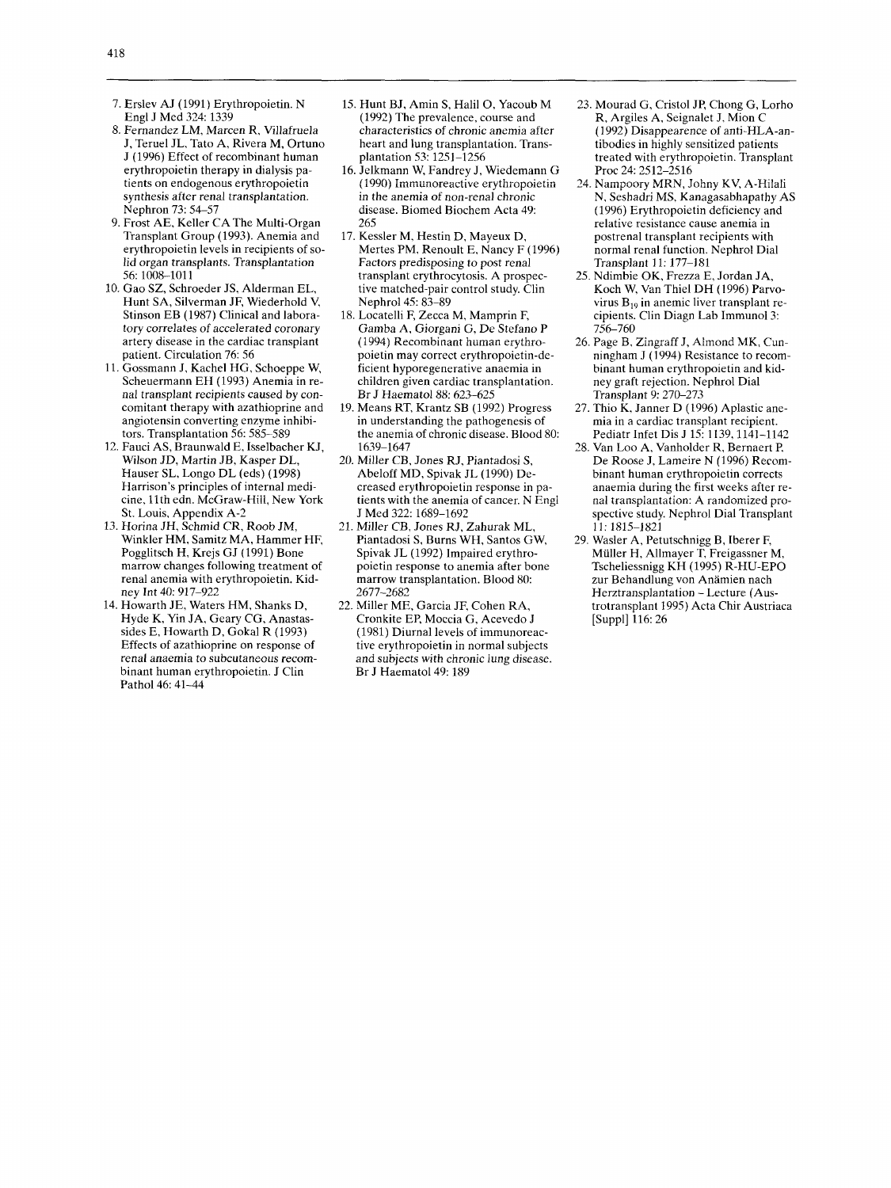7. Erslev AJ (1991) Erythropoietin. N Engl J Med 324: 1339
8. Fernandez LM, Marcen R, Villafruela J, Teruel JL, Tato A, Rivera M, Ortuno J (1996) Effect of recombinant human erythropoietin therapy in dialysis patients on endogenous erythropoietin synthesis after renal transplantation. Nephron 73: 54–57
9. Frost AE, Keller CA The Multi-Organ Transplant Group (1993). Anemia and erythropoietin levels in recipients of solid organ transplants. Transplantation 56: 1008–1011
10. Gao SZ, Schroeder JS, Alderman EL, Hunt SA, Silverman JF, Wiederhold V, Stinson EB (1987) Clinical and laboratory correlates of accelerated coronary artery disease in the cardiac transplant patient. Circulation 76: 56
11. Gossmann J, Kachel HG, Schoeppe W, Scheuermann EH (1993) Anemia in renal transplant recipients caused by concomitant therapy with azathioprine and angiotensin converting enzyme inhibitors. Transplantation 56: 585–589
12. Fauci AS, Braunwald E, Isselbacher KJ, Wilson JD, Martin JB, Kasper DL, Hauser SL, Longo DL (eds) (1998) Harrison's principles of internal medicine, 11th edn. McGraw-Hill, New York St. Louis, Appendix A-2
13. Horina JH, Schmid CR, Roob JM, Winkler HM, Samitz MA, Hammer HF, Pogglitsch H, Krejs GJ (1991) Bone marrow changes following treatment of renal anemia with erythropoietin. Kidney Int 40: 917–922
14. Howarth JE, Waters HM, Shanks D, Hyde K, Yin JA, Geary CG, Anastassides E, Howarth D, Gokal R (1993) Effects of azathioprine on response of renal anaemia to subcutaneous recombinant human erythropoietin. J Clin Pathol 46: 41–44
15. Hunt BJ, Amin S, Halil O, Yacoub M (1992) The prevalence, course and characteristics of chronic anemia after heart and lung transplantation. Transplantation 53: 1251–1256
16. Jelkmann W, Fandrey J, Wiedemann G (1990) Immunoreactive erythropoietin in the anemia of non-renal chronic disease. Biomed Biochem Acta 49: 265
17. Kessler M, Hestin D, Mayeux D, Mertes PM, Renoult E, Nancy F (1996) Factors predisposing to post renal transplant erythrocytosis. A prospective matched-pair control study. Clin Nephrol 45: 83–89
18. Locatelli F, Zecca M, Mamprin F, Gamba A, Giorgani G, De Stefano P (1994) Recombinant human erythropoietin may correct erythropoietin-deficient hyporegenerative anaemia in children given cardiac transplantation. Br J Haematol 88: 623–625
19. Means RT, Krantz SB (1992) Progress in understanding the pathogenesis of the anemia of chronic disease. Blood 80: 1639–1647
20. Miller CB, Jones RJ, Piantadosi S, Abeloff MD, Spivak JL (1990) Decreased erythropoietin response in patients with the anemia of cancer. N Engl J Med 322: 1689–1692
21. Miller CB, Jones RJ, Zahurak ML, Piantadosi S, Burns WH, Santos GW, Spivak JL (1992) Impaired erythropoietin response to anemia after bone marrow transplantation. Blood 80: 2677–2682
22. Miller ME, Garcia JF, Cohen RA, Cronkite EP, Moccia G, Acevedo J (1981) Diurnal levels of immunoreactive erythropoietin in normal subjects and subjects with chronic lung disease. Br J Haematol 49: 189
23. Mourad G, Cristol JP, Chong G, Lorho R, Argiles A, Seignalet J, Mion C (1992) Disappearence of anti-HLA-antibodies in highly sensitized patients treated with erythropoietin. Transplant Proc 24: 2512–2516
24. Nampoory MRN, Johny KV, A-Hilali N, Seshadri MS, Kanagasabhapathy AS (1996) Erythropoietin deficiency and relative resistance cause anemia in postrenal transplant recipients with normal renal function. Nephrol Dial Transplant 11: 177–181
25. Ndimbie OK, Frezza E, Jordan JA, Koch W, Van Thiel DH (1996) Parvovirus $B_{19}$ in anemic liver transplant recipients. Clin Diagn Lab Immunol 3: 756–760
26. Page B, Zingraff J, Almond MK, Cunningham J (1994) Resistance to recombinant human erythropoietin and kidney graft rejection. Nephrol Dial Transplant 9: 270–273
27. Thio K, Janner D (1996) Aplastic anemia in a cardiac transplant recipient. Pediatr Infet Dis J 15: 1139, 1141–1142
28. Van Loo A, Vanholder R, Bernaert P, De Roose J, Lameire N (1996) Recombinant human erythropoietin corrects anaemia during the first weeks after renal transplantation: A randomized prospective study. Nephrol Dial Transplant 11: 1815–1821
29. Wasler A, Petutschnigg B, Iberer F, Müller H, Allmayer T, Freigassner M, Tscheliessnigg KH (1995) R-HU-EPO zur Behandlung von Anämien nach Herztransplantation – Lecture (Austrotransplant 1995) Acta Chir Austriaca [Suppl] 116: 26